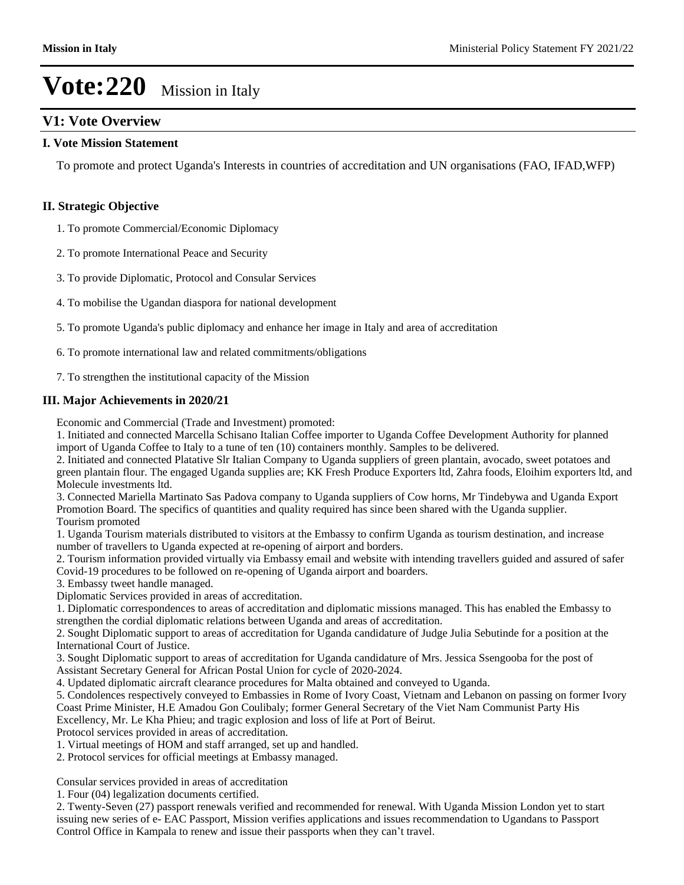# Vote:220 Mission in Italy

## V1: Vote Overview

### I. Vote Mission Statement

To promote and protect Uganda's Interests in countries of accreditation and UN organisations (FAO, IFAD,WFP)

### II. Strategic Objective

1. To promote Commercial/Economic Diplomacy
2. To promote International Peace and Security
3. To provide Diplomatic, Protocol and Consular Services
4. To mobilise the Ugandan diaspora for national development
5. To promote Uganda's public diplomacy and enhance her image in Italy and area of accreditation
6. To promote international law and related commitments/obligations
7. To strengthen the institutional capacity of the Mission

### III. Major Achievements in 2020/21

Economic and Commercial (Trade and Investment) promoted:
1. Initiated and connected Marcella Schisano Italian Coffee importer to Uganda Coffee Development Authority for planned import of Uganda Coffee to Italy to a tune of ten (10) containers monthly. Samples to be delivered.
2. Initiated and connected Platative Slr Italian Company to Uganda suppliers of green plantain, avocado, sweet potatoes and green plantain flour. The engaged Uganda supplies are; KK Fresh Produce Exporters ltd, Zahra foods, Eloihim exporters ltd, and Molecule investments ltd.
3. Connected Mariella Martinato Sas Padova company to Uganda suppliers of Cow horns, Mr Tindebywa and Uganda Export Promotion Board. The specifics of quantities and quality required has since been shared with the Uganda supplier.

Tourism promoted
1. Uganda Tourism materials distributed to visitors at the Embassy to confirm Uganda as tourism destination, and increase number of travellers to Uganda expected at re-opening of airport and borders.
2. Tourism information provided virtually via Embassy email and website with intending travellers guided and assured of safer Covid-19 procedures to be followed on re-opening of Uganda airport and boarders.
3. Embassy tweet handle managed.

Diplomatic Services provided in areas of accreditation.
1. Diplomatic correspondences to areas of accreditation and diplomatic missions managed. This has enabled the Embassy to strengthen the cordial diplomatic relations between Uganda and areas of accreditation.
2. Sought Diplomatic support to areas of accreditation for Uganda candidature of Judge Julia Sebutinde for a position at the International Court of Justice.
3. Sought Diplomatic support to areas of accreditation for Uganda candidature of Mrs. Jessica Ssengooba for the post of Assistant Secretary General for African Postal Union for cycle of 2020-2024.
4. Updated diplomatic aircraft clearance procedures for Malta obtained and conveyed to Uganda.
5. Condolences respectively conveyed to Embassies in Rome of Ivory Coast, Vietnam and Lebanon on passing on former Ivory Coast Prime Minister, H.E Amadou Gon Coulibaly; former General Secretary of the Viet Nam Communist Party His Excellency, Mr. Le Kha Phieu; and tragic explosion and loss of life at Port of Beirut.

Protocol services provided in areas of accreditation.
1. Virtual meetings of HOM and staff arranged, set up and handled.
2. Protocol services for official meetings at Embassy managed.

Consular services provided in areas of accreditation
1. Four (04) legalization documents certified.
2. Twenty-Seven (27) passport renewals verified and recommended for renewal. With Uganda Mission London yet to start issuing new series of e- EAC Passport, Mission verifies applications and issues recommendation to Ugandans to Passport Control Office in Kampala to renew and issue their passports when they can't travel.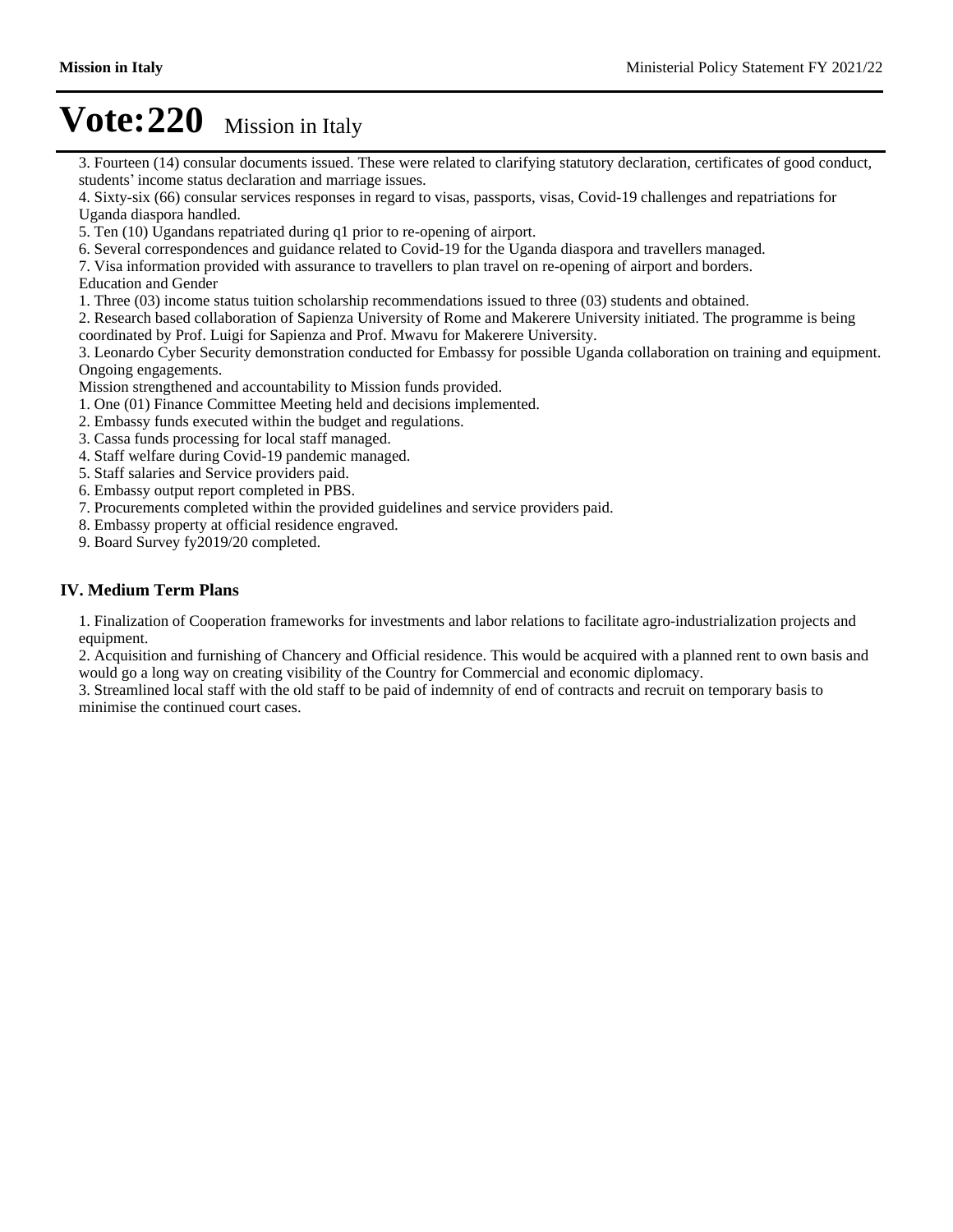# Vote:220 Mission in Italy

3. Fourteen (14) consular documents issued. These were related to clarifying statutory declaration, certificates of good conduct, students' income status declaration and marriage issues.
4. Sixty-six (66) consular services responses in regard to visas, passports, visas, Covid-19 challenges and repatriations for Uganda diaspora handled.
5. Ten (10) Ugandans repatriated during q1 prior to re-opening of airport.
6. Several correspondences and guidance related to Covid-19 for the Uganda diaspora and travellers managed.
7. Visa information provided with assurance to travellers to plan travel on re-opening of airport and borders.

Education and Gender
1. Three (03) income status tuition scholarship recommendations issued to three (03) students and obtained.
2. Research based collaboration of Sapienza University of Rome and Makerere University initiated. The programme is being coordinated by Prof. Luigi for Sapienza and Prof. Mwavu for Makerere University.
3. Leonardo Cyber Security demonstration conducted for Embassy for possible Uganda collaboration on training and equipment. Ongoing engagements.

Mission strengthened and accountability to Mission funds provided.
1. One (01) Finance Committee Meeting held and decisions implemented.
2. Embassy funds executed within the budget and regulations.
3. Cassa funds processing for local staff managed.
4. Staff welfare during Covid-19 pandemic managed.
5. Staff salaries and Service providers paid.
6. Embassy output report completed in PBS.
7. Procurements completed within the provided guidelines and service providers paid.
8. Embassy property at official residence engraved.
9. Board Survey fy2019/20 completed.

## IV. Medium Term Plans

1. Finalization of Cooperation frameworks for investments and labor relations to facilitate agro-industrialization projects and equipment.
2. Acquisition and furnishing of Chancery and Official residence. This would be acquired with a planned rent to own basis and would go a long way on creating visibility of the Country for Commercial and economic diplomacy.
3. Streamlined local staff with the old staff to be paid of indemnity of end of contracts and recruit on temporary basis to minimise the continued court cases.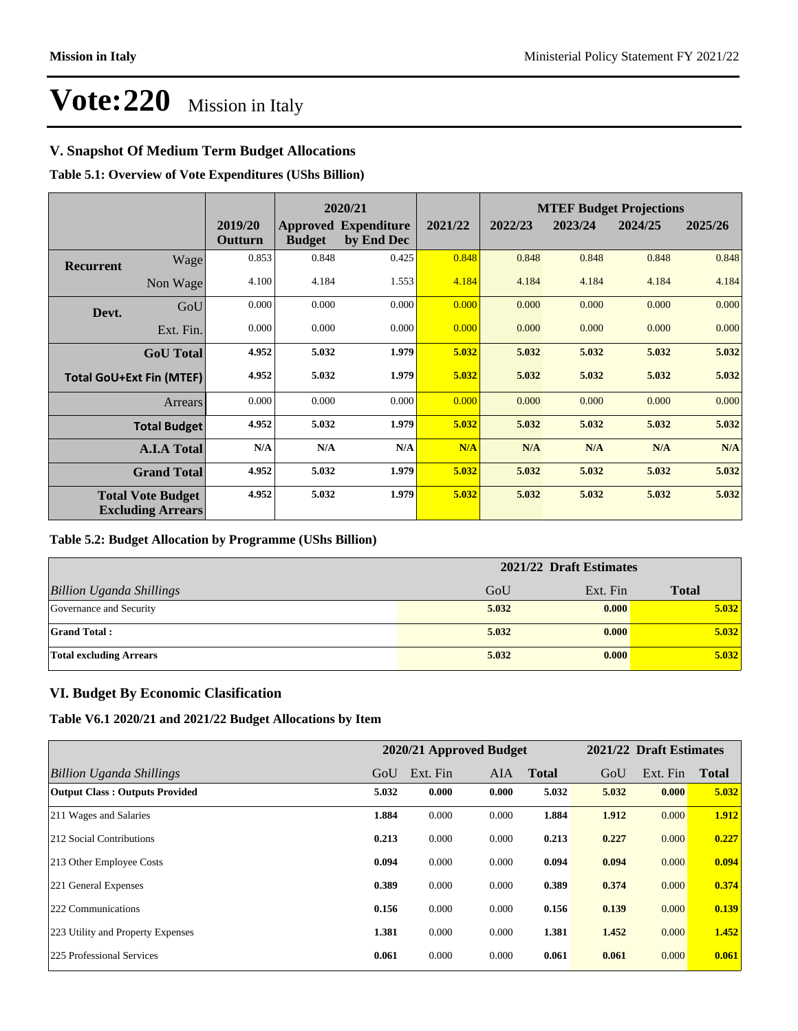# Vote:220 Mission in Italy

## V. Snapshot Of Medium Term Budget Allocations

**Table 5.1: Overview of Vote Expenditures (UShs Billion)**

| | | | 2020/21 | | | MTEF Budget Projections | | | |
|---|---|---|---|---|---|---|---|---|---|
| | | 2019/20 Outturn | Approved Budget | Expenditure by End Dec | 2021/22 | 2022/23 | 2023/24 | 2024/25 | 2025/26 |
| **Recurrent** | Wage | 0.853 | 0.848 | 0.425 | 0.848 | 0.848 | 0.848 | 0.848 | 0.848 |
| | Non Wage | 4.100 | 4.184 | 1.553 | 4.184 | 4.184 | 4.184 | 4.184 | 4.184 |
| **Devt.** | GoU | 0.000 | 0.000 | 0.000 | 0.000 | 0.000 | 0.000 | 0.000 | 0.000 |
| | Ext. Fin. | 0.000 | 0.000 | 0.000 | 0.000 | 0.000 | 0.000 | 0.000 | 0.000 |
| | **GoU Total** | **4.952** | **5.032** | **1.979** | **5.032** | **5.032** | **5.032** | **5.032** | **5.032** |
| | **Total GoU+Ext Fin (MTEF)** | **4.952** | **5.032** | **1.979** | **5.032** | **5.032** | **5.032** | **5.032** | **5.032** |
| | Arrears | 0.000 | 0.000 | 0.000 | 0.000 | 0.000 | 0.000 | 0.000 | 0.000 |
| | **Total Budget** | **4.952** | **5.032** | **1.979** | **5.032** | **5.032** | **5.032** | **5.032** | **5.032** |
| | **A.I.A Total** | **N/A** | **N/A** | **N/A** | **N/A** | **N/A** | **N/A** | **N/A** | **N/A** |
| | **Grand Total** | **4.952** | **5.032** | **1.979** | **5.032** | **5.032** | **5.032** | **5.032** | **5.032** |
| | **Total Vote Budget Excluding Arrears** | **4.952** | **5.032** | **1.979** | **5.032** | **5.032** | **5.032** | **5.032** | **5.032** |

**Table 5.2: Budget Allocation by Programme (UShs Billion)**

| | 2021/22 Draft Estimates | | |
|---|---|---|---|
| *Billion Uganda Shillings* | GoU | Ext. Fin | **Total** |
| Governance and Security | **5.032** | **0.000** | **5.032** |
| **Grand Total :** | **5.032** | **0.000** | **5.032** |
| **Total excluding Arrears** | **5.032** | **0.000** | **5.032** |

## VI. Budget By Economic Clasification

**Table V6.1 2020/21 and 2021/22 Budget Allocations by Item**

| | 2020/21 Approved Budget | | | | 2021/22 Draft Estimates | | |
|---|---|---|---|---|---|---|---|
| *Billion Uganda Shillings* | GoU | Ext. Fin | AIA | **Total** | GoU | Ext. Fin | **Total** |
| **Output Class : Outputs Provided** | **5.032** | **0.000** | **0.000** | **5.032** | **5.032** | **0.000** | **5.032** |
| 211 Wages and Salaries | **1.884** | 0.000 | 0.000 | **1.884** | **1.912** | 0.000 | **1.912** |
| 212 Social Contributions | **0.213** | 0.000 | 0.000 | **0.213** | **0.227** | 0.000 | **0.227** |
| 213 Other Employee Costs | **0.094** | 0.000 | 0.000 | **0.094** | **0.094** | 0.000 | **0.094** |
| 221 General Expenses | **0.389** | 0.000 | 0.000 | **0.389** | **0.374** | 0.000 | **0.374** |
| 222 Communications | **0.156** | 0.000 | 0.000 | **0.156** | **0.139** | 0.000 | **0.139** |
| 223 Utility and Property Expenses | **1.381** | 0.000 | 0.000 | **1.381** | **1.452** | 0.000 | **1.452** |
| 225 Professional Services | **0.061** | 0.000 | 0.000 | **0.061** | **0.061** | 0.000 | **0.061** |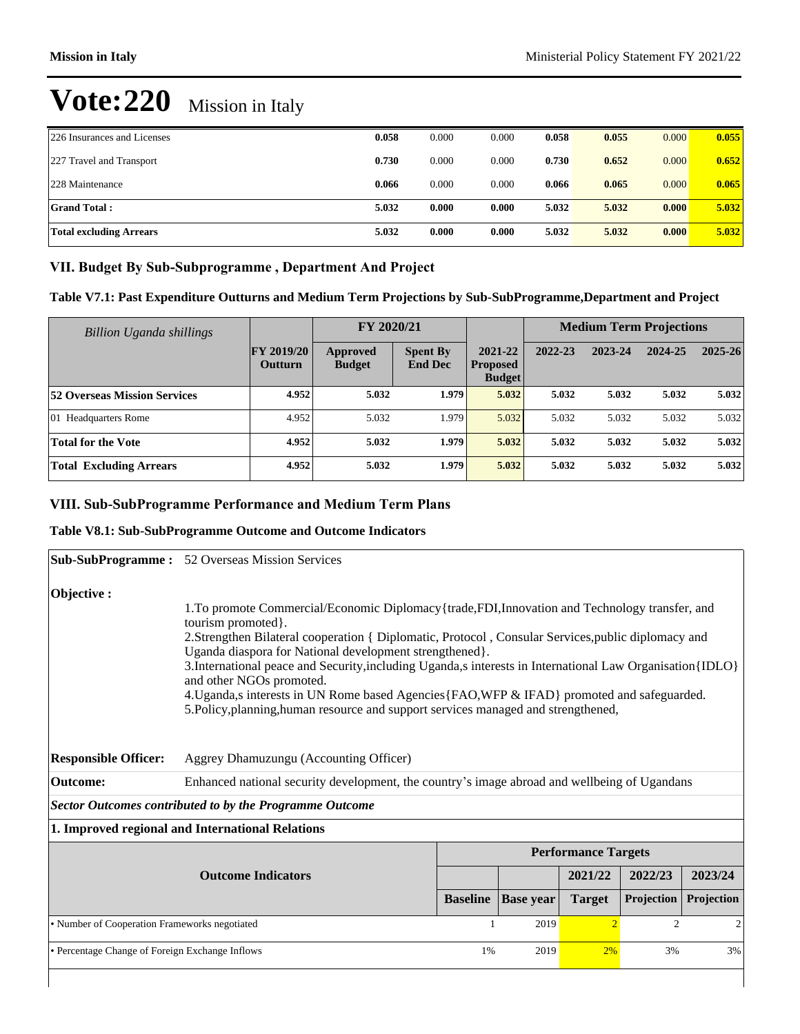# Vote:220 Mission in Italy

| | | | | | | | |
|---|---|---|---|---|---|---|---|
| 226 Insurances and Licenses | **0.058** | 0.000 | 0.000 | **0.058** | **0.055** | 0.000 | **0.055** |
| 227 Travel and Transport | **0.730** | 0.000 | 0.000 | **0.730** | **0.652** | 0.000 | **0.652** |
| 228 Maintenance | **0.066** | 0.000 | 0.000 | **0.066** | **0.065** | 0.000 | **0.065** |
| **Grand Total :** | **5.032** | **0.000** | **0.000** | **5.032** | **5.032** | **0.000** | **5.032** |
| **Total excluding Arrears** | **5.032** | **0.000** | **0.000** | **5.032** | **5.032** | **0.000** | **5.032** |

## VII. Budget By Sub-Subprogramme , Department And Project

**Table V7.1: Past Expenditure Outturns and Medium Term Projections by Sub-SubProgramme,Department and Project**

| *Billion Uganda shillings* | | FY 2020/21 | | | Medium Term Projections | | | |
|---|---|---|---|---|---|---|---|---|
| | **FY 2019/20 Outturn** | **Approved Budget** | **Spent By End Dec** | **2021-22 Proposed Budget** | **2022-23** | **2023-24** | **2024-25** | **2025-26** |
| **52 Overseas Mission Services** | **4.952** | **5.032** | **1.979** | **5.032** | **5.032** | **5.032** | **5.032** | **5.032** |
| 01 Headquarters Rome | 4.952 | 5.032 | 1.979 | 5.032 | 5.032 | 5.032 | 5.032 | 5.032 |
| **Total for the Vote** | **4.952** | **5.032** | **1.979** | **5.032** | **5.032** | **5.032** | **5.032** | **5.032** |
| **Total Excluding Arrears** | **4.952** | **5.032** | **1.979** | **5.032** | **5.032** | **5.032** | **5.032** | **5.032** |

## VIII. Sub-SubProgramme Performance and Medium Term Plans

**Table V8.1: Sub-SubProgramme Outcome and Outcome Indicators**

**Sub-SubProgramme :** 52 Overseas Mission Services

**Objective :**

1.To promote Commercial/Economic Diplomacy{trade,FDI,Innovation and Technology transfer, and tourism promoted}.
2.Strengthen Bilateral cooperation { Diplomatic, Protocol , Consular Services,public diplomacy and Uganda diaspora for National development strengthened}.
3.International peace and Security,including Uganda,s interests in International Law Organisation{IDLO} and other NGOs promoted.
4.Uganda,s interests in UN Rome based Agencies{FAO,WFP & IFAD} promoted and safeguarded.
5.Policy,planning,human resource and support services managed and strengthened,

**Responsible Officer:** Aggrey Dhamuzungu (Accounting Officer)

**Outcome:** Enhanced national security development, the country's image abroad and wellbeing of Ugandans

***Sector Outcomes contributed to by the Programme Outcome***

**1. Improved regional and International Relations**

| Outcome Indicators | Performance Targets | | | | |
|---|---|---|---|---|---|
| | | | **2021/22** | **2022/23** | **2023/24** |
| | **Baseline** | **Base year** | **Target** | **Projection** | **Projection** |
| • Number of Cooperation Frameworks negotiated | 1 | 2019 | 2 | 2 | 2 |
| • Percentage Change of Foreign Exchange Inflows | 1% | 2019 | 2% | 3% | 3% |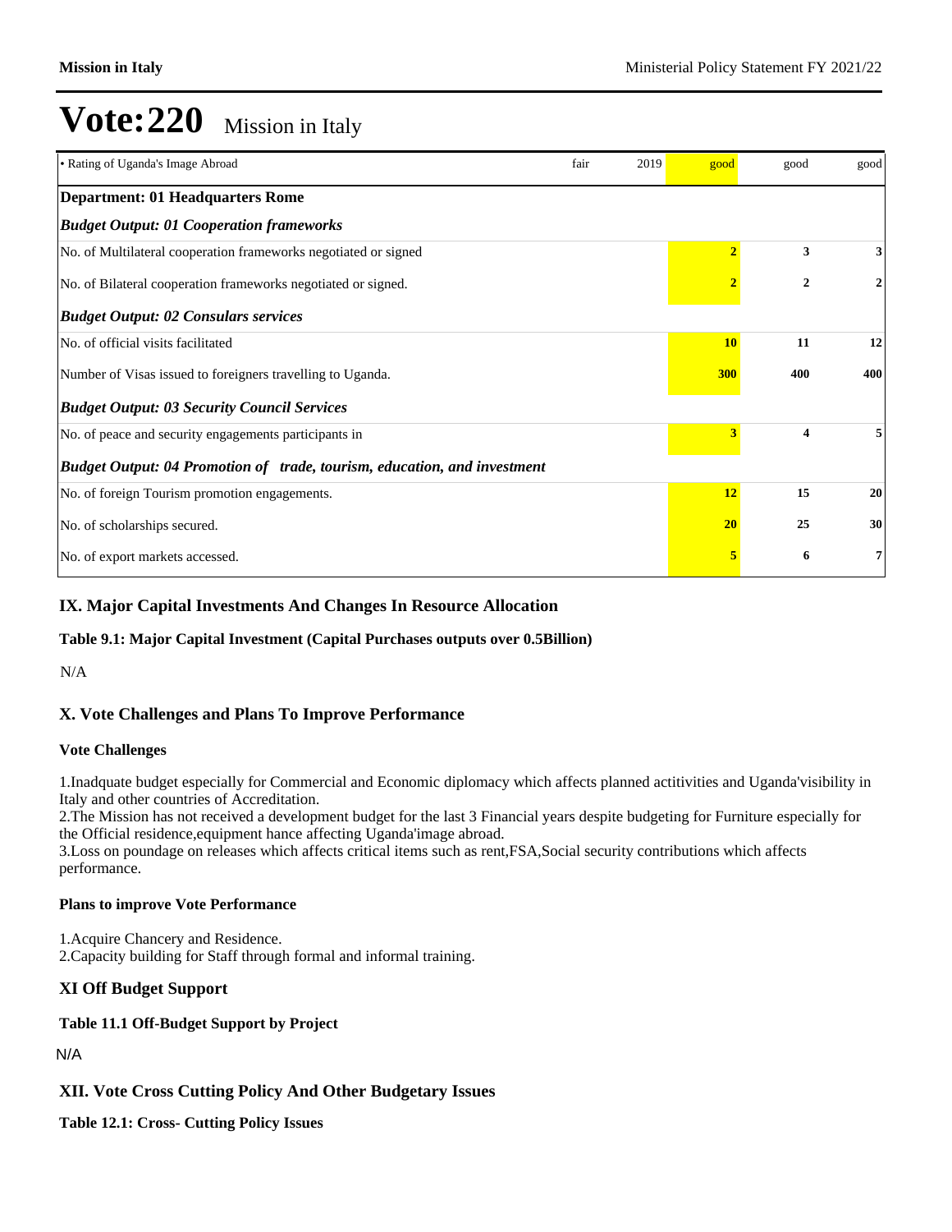# Vote:220 Mission in Italy

| | | | | | |
|---|---|---|---|---|---|
| • Rating of Uganda's Image Abroad | fair | 2019 | good | good | good |
| **Department: 01 Headquarters Rome** | | | | | |
| ***Budget Output: 01 Cooperation frameworks*** | | | | | |
| No. of Multilateral cooperation frameworks negotiated or signed | | | **2** | **3** | **3** |
| No. of Bilateral cooperation frameworks negotiated or signed. | | | **2** | **2** | **2** |
| ***Budget Output: 02 Consulars services*** | | | | | |
| No. of official visits facilitated | | | **10** | **11** | **12** |
| Number of Visas issued to foreigners travelling to Uganda. | | | **300** | **400** | **400** |
| ***Budget Output: 03 Security Council Services*** | | | | | |
| No. of peace and security engagements participants in | | | **3** | **4** | **5** |
| ***Budget Output: 04 Promotion of trade, tourism, education, and investment*** | | | | | |
| No. of foreign Tourism promotion engagements. | | | **12** | **15** | **20** |
| No. of scholarships secured. | | | **20** | **25** | **30** |
| No. of export markets accessed. | | | **5** | **6** | **7** |

## IX. Major Capital Investments And Changes In Resource Allocation

**Table 9.1: Major Capital Investment (Capital Purchases outputs over 0.5Billion)**

N/A

## X. Vote Challenges and Plans To Improve Performance

**Vote Challenges**

1.Inadquate budget especially for Commercial and Economic diplomacy which affects planned actitivities and Uganda'visibility in Italy and other countries of Accreditation.
2.The Mission has not received a development budget for the last 3 Financial years despite budgeting for Furniture especially for the Official residence,equipment hance affecting Uganda'image abroad.
3.Loss on poundage on releases which affects critical items such as rent,FSA,Social security contributions which affects performance.

**Plans to improve Vote Performance**

1.Acquire Chancery and Residence.
2.Capacity building for Staff through formal and informal training.

## XI Off Budget Support

**Table 11.1 Off-Budget Support by Project**

N/A

## XII. Vote Cross Cutting Policy And Other Budgetary Issues

**Table 12.1: Cross- Cutting Policy Issues**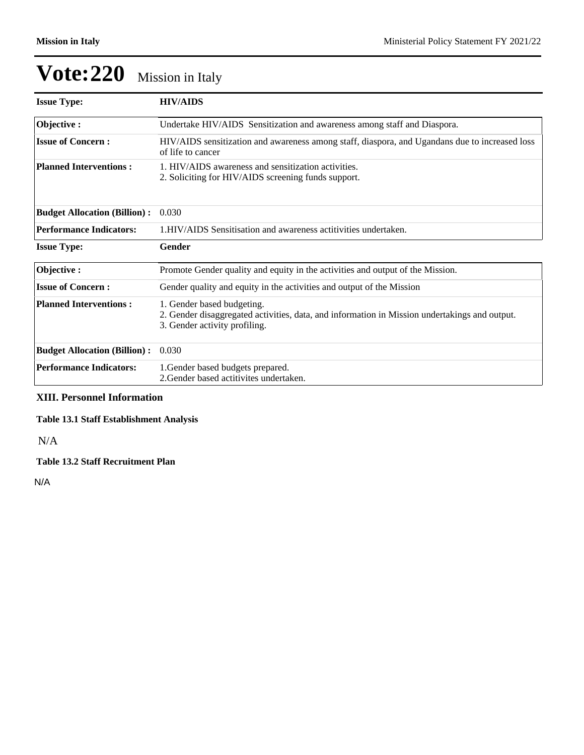# Vote:220 Mission in Italy

| | |
|---|---|
| **Issue Type:** | **HIV/AIDS** |
| **Objective :** | Undertake HIV/AIDS Sensitization and awareness among staff and Diaspora. |
| **Issue of Concern :** | HIV/AIDS sensitization and awareness among staff, diaspora, and Ugandans due to increased loss of life to cancer |
| **Planned Interventions :** | 1. HIV/AIDS awareness and sensitization activities.<br>2. Soliciting for HIV/AIDS screening funds support. |
| **Budget Allocation (Billion) :** | 0.030 |
| **Performance Indicators:** | 1.HIV/AIDS Sensitisation and awareness actitivities undertaken. |

| | |
|---|---|
| **Issue Type:** | **Gender** |
| **Objective :** | Promote Gender quality and equity in the activities and output of the Mission. |
| **Issue of Concern :** | Gender quality and equity in the activities and output of the Mission |
| **Planned Interventions :** | 1. Gender based budgeting.<br>2. Gender disaggregated activities, data, and information in Mission undertakings and output.<br>3. Gender activity profiling. |
| **Budget Allocation (Billion) :** | 0.030 |
| **Performance Indicators:** | 1.Gender based budgets prepared.<br>2.Gender based actitivites undertaken. |

## XIII. Personnel Information

**Table 13.1 Staff Establishment Analysis**

N/A

**Table 13.2 Staff Recruitment Plan**

N/A